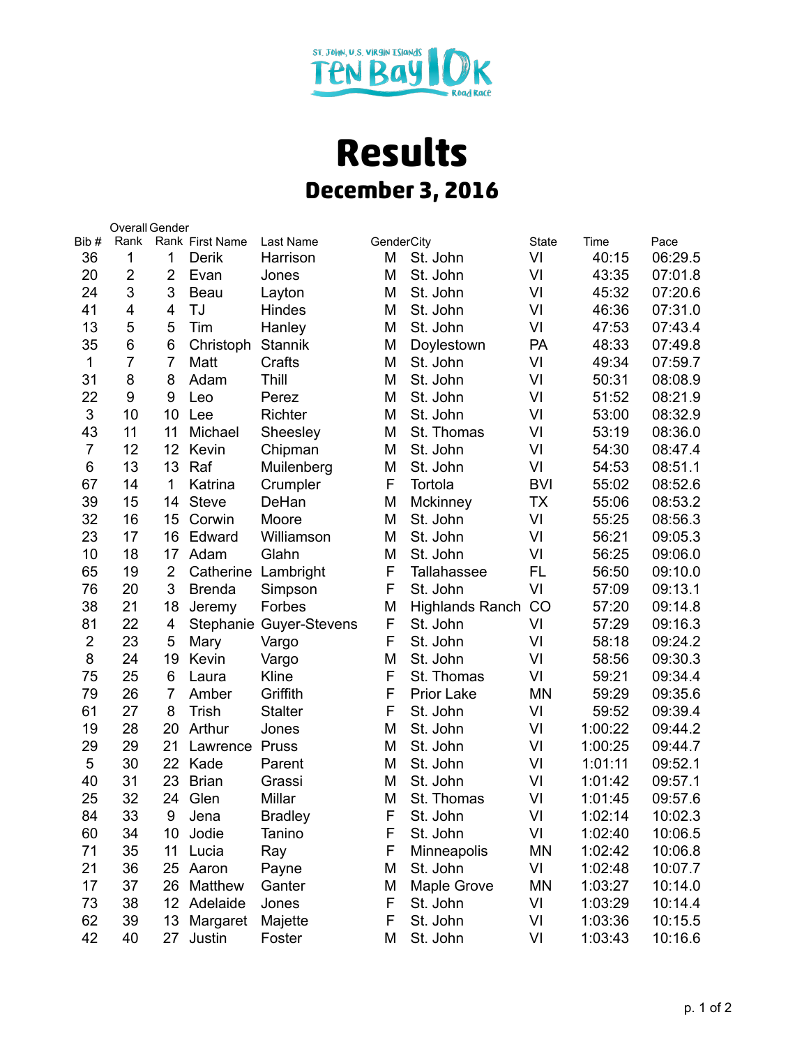ST. JOHN, U.S. VIRGIN ISLANDS TEN BAY 10K Road Race

# Results

## December 3, 2016

| Bib # | Overall Rank | Gender Rank | First Name | Last Name | Gender | City | State | Time | Pace |
|---|---|---|---|---|---|---|---|---|---|
| 36 | 1 | 1 | Derik | Harrison | M | St. John | VI | 40:15 | 06:29.5 |
| 20 | 2 | 2 | Evan | Jones | M | St. John | VI | 43:35 | 07:01.8 |
| 24 | 3 | 3 | Beau | Layton | M | St. John | VI | 45:32 | 07:20.6 |
| 41 | 4 | 4 | TJ | Hindes | M | St. John | VI | 46:36 | 07:31.0 |
| 13 | 5 | 5 | Tim | Hanley | M | St. John | VI | 47:53 | 07:43.4 |
| 35 | 6 | 6 | Christoph | Stannik | M | Doylestown | PA | 48:33 | 07:49.8 |
| 1 | 7 | 7 | Matt | Crafts | M | St. John | VI | 49:34 | 07:59.7 |
| 31 | 8 | 8 | Adam | Thill | M | St. John | VI | 50:31 | 08:08.9 |
| 22 | 9 | 9 | Leo | Perez | M | St. John | VI | 51:52 | 08:21.9 |
| 3 | 10 | 10 | Lee | Richter | M | St. John | VI | 53:00 | 08:32.9 |
| 43 | 11 | 11 | Michael | Sheesley | M | St. Thomas | VI | 53:19 | 08:36.0 |
| 7 | 12 | 12 | Kevin | Chipman | M | St. John | VI | 54:30 | 08:47.4 |
| 6 | 13 | 13 | Raf | Muilenberg | M | St. John | VI | 54:53 | 08:51.1 |
| 67 | 14 | 1 | Katrina | Crumpler | F | Tortola | BVI | 55:02 | 08:52.6 |
| 39 | 15 | 14 | Steve | DeHan | M | Mckinney | TX | 55:06 | 08:53.2 |
| 32 | 16 | 15 | Corwin | Moore | M | St. John | VI | 55:25 | 08:56.3 |
| 23 | 17 | 16 | Edward | Williamson | M | St. John | VI | 56:21 | 09:05.3 |
| 10 | 18 | 17 | Adam | Glahn | M | St. John | VI | 56:25 | 09:06.0 |
| 65 | 19 | 2 | Catherine | Lambright | F | Tallahassee | FL | 56:50 | 09:10.0 |
| 76 | 20 | 3 | Brenda | Simpson | F | St. John | VI | 57:09 | 09:13.1 |
| 38 | 21 | 18 | Jeremy | Forbes | M | Highlands Ranch | CO | 57:20 | 09:14.8 |
| 81 | 22 | 4 | Stephanie | Guyer-Stevens | F | St. John | VI | 57:29 | 09:16.3 |
| 2 | 23 | 5 | Mary | Vargo | F | St. John | VI | 58:18 | 09:24.2 |
| 8 | 24 | 19 | Kevin | Vargo | M | St. John | VI | 58:56 | 09:30.3 |
| 75 | 25 | 6 | Laura | Kline | F | St. Thomas | VI | 59:21 | 09:34.4 |
| 79 | 26 | 7 | Amber | Griffith | F | Prior Lake | MN | 59:29 | 09:35.6 |
| 61 | 27 | 8 | Trish | Stalter | F | St. John | VI | 59:52 | 09:39.4 |
| 19 | 28 | 20 | Arthur | Jones | M | St. John | VI | 1:00:22 | 09:44.2 |
| 29 | 29 | 21 | Lawrence | Pruss | M | St. John | VI | 1:00:25 | 09:44.7 |
| 5 | 30 | 22 | Kade | Parent | M | St. John | VI | 1:01:11 | 09:52.1 |
| 40 | 31 | 23 | Brian | Grassi | M | St. John | VI | 1:01:42 | 09:57.1 |
| 25 | 32 | 24 | Glen | Millar | M | St. Thomas | VI | 1:01:45 | 09:57.6 |
| 84 | 33 | 9 | Jena | Bradley | F | St. John | VI | 1:02:14 | 10:02.3 |
| 60 | 34 | 10 | Jodie | Tanino | F | St. John | VI | 1:02:40 | 10:06.5 |
| 71 | 35 | 11 | Lucia | Ray | F | Minneapolis | MN | 1:02:42 | 10:06.8 |
| 21 | 36 | 25 | Aaron | Payne | M | St. John | VI | 1:02:48 | 10:07.7 |
| 17 | 37 | 26 | Matthew | Ganter | M | Maple Grove | MN | 1:03:27 | 10:14.0 |
| 73 | 38 | 12 | Adelaide | Jones | F | St. John | VI | 1:03:29 | 10:14.4 |
| 62 | 39 | 13 | Margaret | Majette | F | St. John | VI | 1:03:36 | 10:15.5 |
| 42 | 40 | 27 | Justin | Foster | M | St. John | VI | 1:03:43 | 10:16.6 |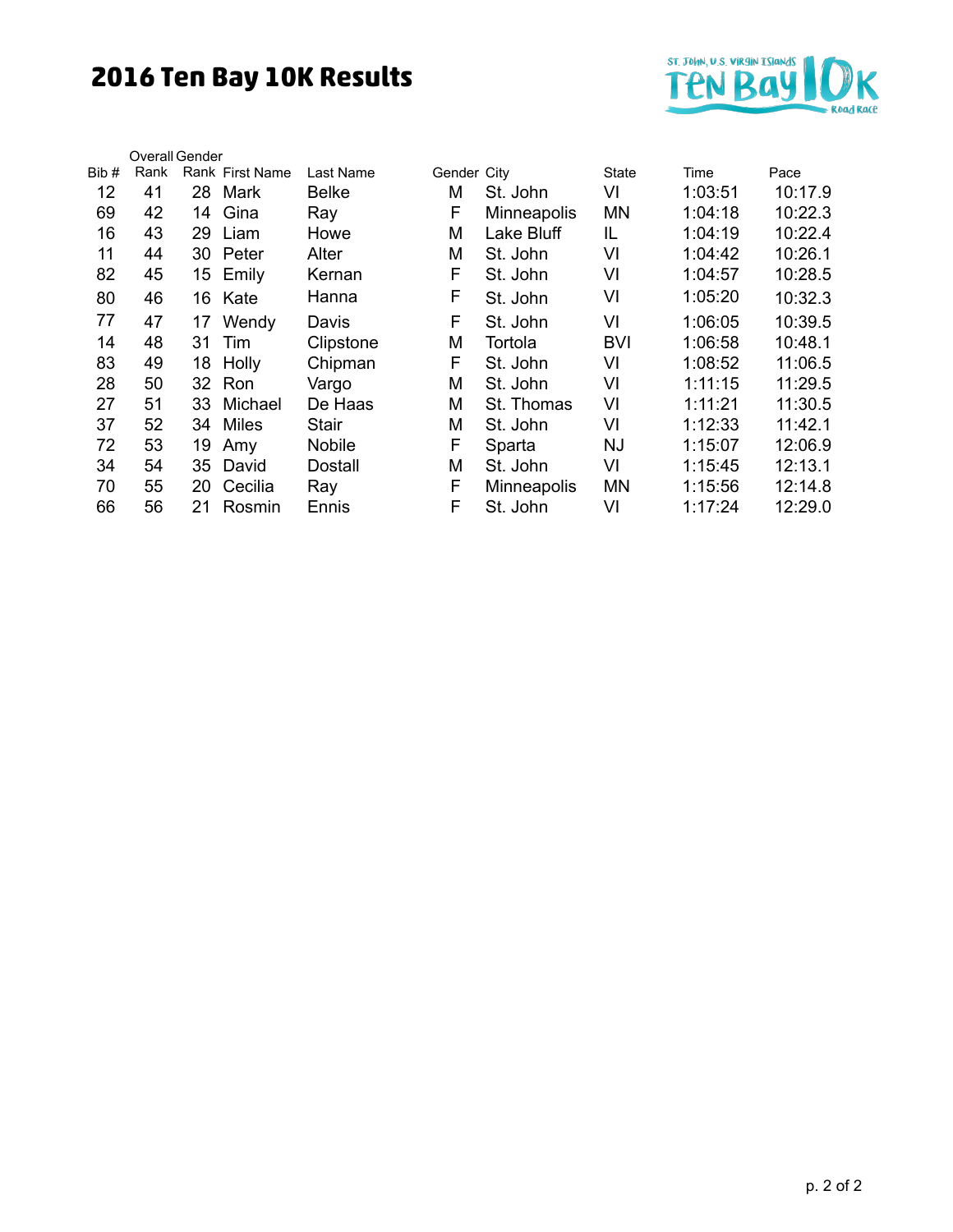# 2016 Ten Bay 10K Results

| Bib # | Overall Rank | Gender Rank | First Name | Last Name | Gender | City | State | Time | Pace |
|---|---|---|---|---|---|---|---|---|---|
| 12 | 41 | 28 | Mark | Belke | M | St. John | VI | 1:03:51 | 10:17.9 |
| 69 | 42 | 14 | Gina | Ray | F | Minneapolis | MN | 1:04:18 | 10:22.3 |
| 16 | 43 | 29 | Liam | Howe | M | Lake Bluff | IL | 1:04:19 | 10:22.4 |
| 11 | 44 | 30 | Peter | Alter | M | St. John | VI | 1:04:42 | 10:26.1 |
| 82 | 45 | 15 | Emily | Kernan | F | St. John | VI | 1:04:57 | 10:28.5 |
| 80 | 46 | 16 | Kate | Hanna | F | St. John | VI | 1:05:20 | 10:32.3 |
| 77 | 47 | 17 | Wendy | Davis | F | St. John | VI | 1:06:05 | 10:39.5 |
| 14 | 48 | 31 | Tim | Clipstone | M | Tortola | BVI | 1:06:58 | 10:48.1 |
| 83 | 49 | 18 | Holly | Chipman | F | St. John | VI | 1:08:52 | 11:06.5 |
| 28 | 50 | 32 | Ron | Vargo | M | St. John | VI | 1:11:15 | 11:29.5 |
| 27 | 51 | 33 | Michael | De Haas | M | St. Thomas | VI | 1:11:21 | 11:30.5 |
| 37 | 52 | 34 | Miles | Stair | M | St. John | VI | 1:12:33 | 11:42.1 |
| 72 | 53 | 19 | Amy | Nobile | F | Sparta | NJ | 1:15:07 | 12:06.9 |
| 34 | 54 | 35 | David | Dostall | M | St. John | VI | 1:15:45 | 12:13.1 |
| 70 | 55 | 20 | Cecilia | Ray | F | Minneapolis | MN | 1:15:56 | 12:14.8 |
| 66 | 56 | 21 | Rosmin | Ennis | F | St. John | VI | 1:17:24 | 12:29.0 |